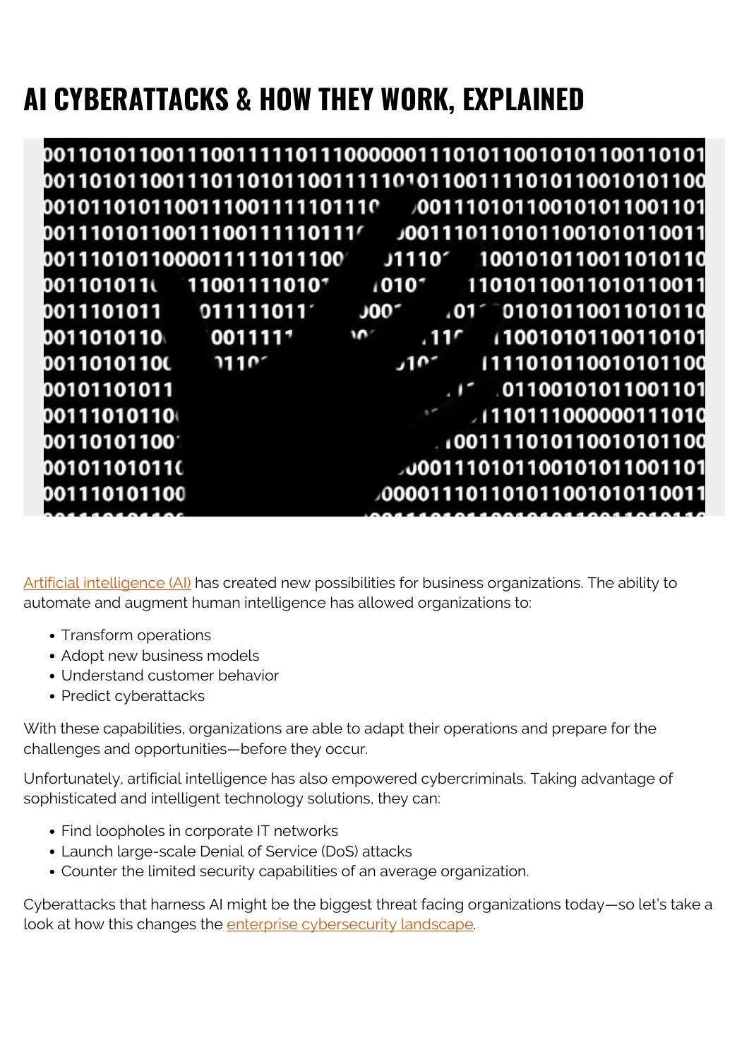# AI CYBERATTACKS & HOW THEY WORK, EXPLAINED

Artificial intelligence (AI) has created new possibilities for business organizations. The ability to automate and augment human intelligence has allowed organizations to:

- Transform operations
- Adopt new business models
- Understand customer behavior
- Predict cyberattacks

With these capabilities, organizations are able to adapt their operations and prepare for the challenges and opportunities—before they occur.

Unfortunately, artificial intelligence has also empowered cybercriminals. Taking advantage of sophisticated and intelligent technology solutions, they can:

- Find loopholes in corporate IT networks
- Launch large-scale Denial of Service (DoS) attacks
- Counter the limited security capabilities of an average organization.

Cyberattacks that harness AI might be the biggest threat facing organizations today—so let's take a look at how this changes the enterprise cybersecurity landscape.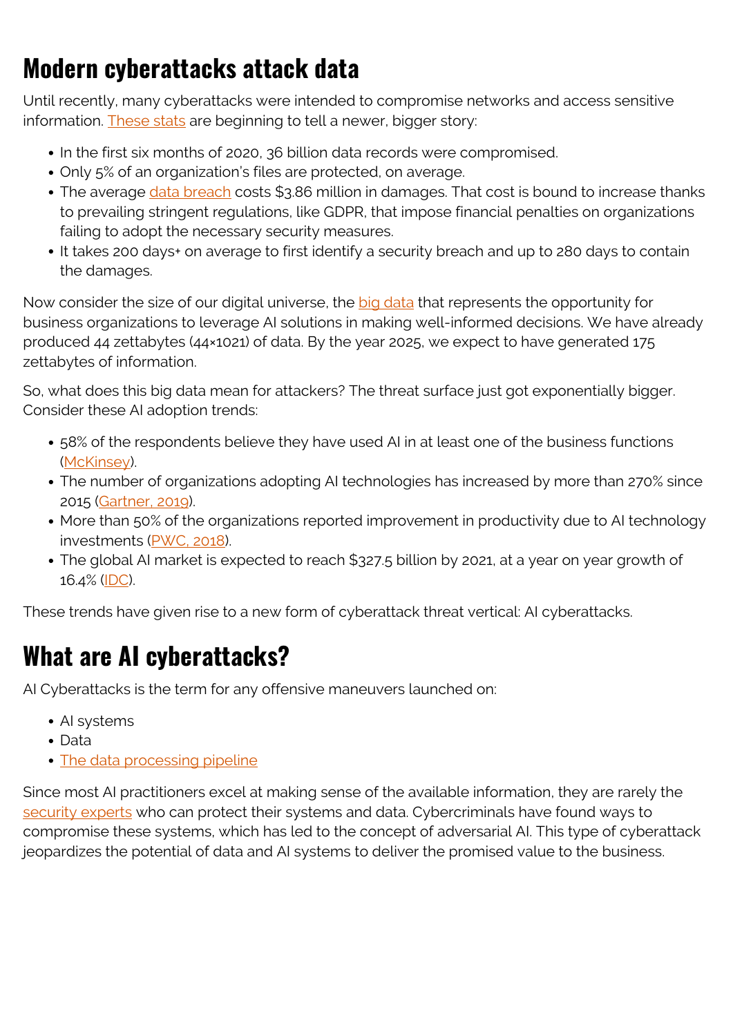## Modern cyberattacks attack data

Until recently, many cyberattacks were intended to compromise networks and access sensitive information. These stats are beginning to tell a newer, bigger story:

- In the first six months of 2020, 36 billion data records were compromised.
- Only 5% of an organization's files are protected, on average.
- The average data breach costs $3.86 million in damages. That cost is bound to increase thanks to prevailing stringent regulations, like GDPR, that impose financial penalties on organizations failing to adopt the necessary security measures.
- It takes 200 days+ on average to first identify a security breach and up to 280 days to contain the damages.

Now consider the size of our digital universe, the big data that represents the opportunity for business organizations to leverage AI solutions in making well-informed decisions. We have already produced 44 zettabytes (44×1021) of data. By the year 2025, we expect to have generated 175 zettabytes of information.

So, what does this big data mean for attackers? The threat surface just got exponentially bigger. Consider these AI adoption trends:

- 58% of the respondents believe they have used AI in at least one of the business functions (McKinsey).
- The number of organizations adopting AI technologies has increased by more than 270% since 2015 (Gartner, 2019).
- More than 50% of the organizations reported improvement in productivity due to AI technology investments (PWC, 2018).
- The global AI market is expected to reach $327.5 billion by 2021, at a year on year growth of 16.4% (IDC).

These trends have given rise to a new form of cyberattack threat vertical: AI cyberattacks.

## What are AI cyberattacks?

AI Cyberattacks is the term for any offensive maneuvers launched on:

- AI systems
- Data
- The data processing pipeline

Since most AI practitioners excel at making sense of the available information, they are rarely the security experts who can protect their systems and data. Cybercriminals have found ways to compromise these systems, which has led to the concept of adversarial AI. This type of cyberattack jeopardizes the potential of data and AI systems to deliver the promised value to the business.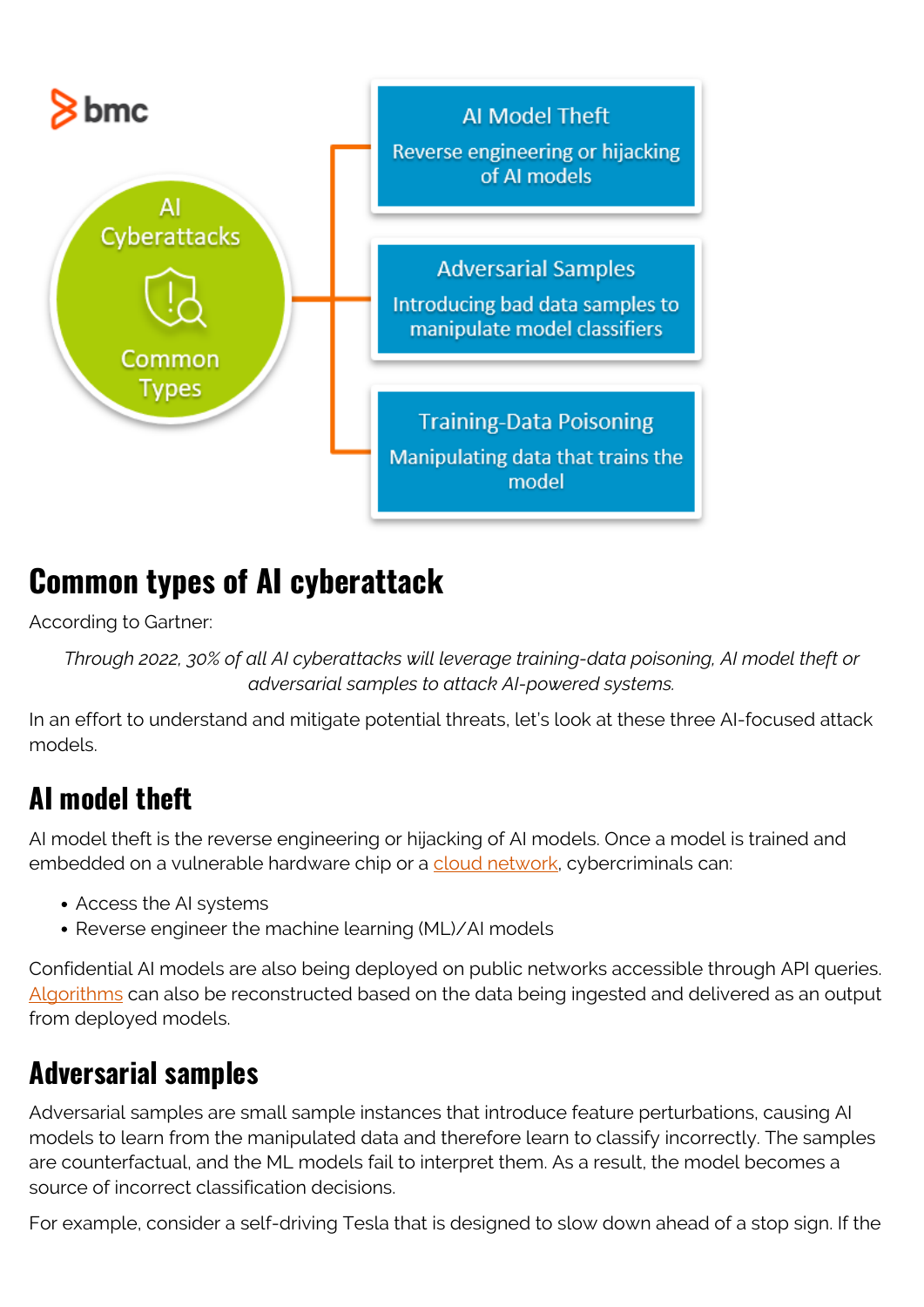## Common types of AI cyberattack

According to Gartner:

> *Through 2022, 30% of all AI cyberattacks will leverage training-data poisoning, AI model theft or adversarial samples to attack AI-powered systems.*

In an effort to understand and mitigate potential threats, let's look at these three AI-focused attack models.

### AI model theft

AI model theft is the reverse engineering or hijacking of AI models. Once a model is trained and embedded on a vulnerable hardware chip or a cloud network, cybercriminals can:

- Access the AI systems
- Reverse engineer the machine learning (ML)/AI models

Confidential AI models are also being deployed on public networks accessible through API queries. Algorithms can also be reconstructed based on the data being ingested and delivered as an output from deployed models.

### Adversarial samples

Adversarial samples are small sample instances that introduce feature perturbations, causing AI models to learn from the manipulated data and therefore learn to classify incorrectly. The samples are counterfactual, and the ML models fail to interpret them. As a result, the model becomes a source of incorrect classification decisions.

For example, consider a self-driving Tesla that is designed to slow down ahead of a stop sign. If the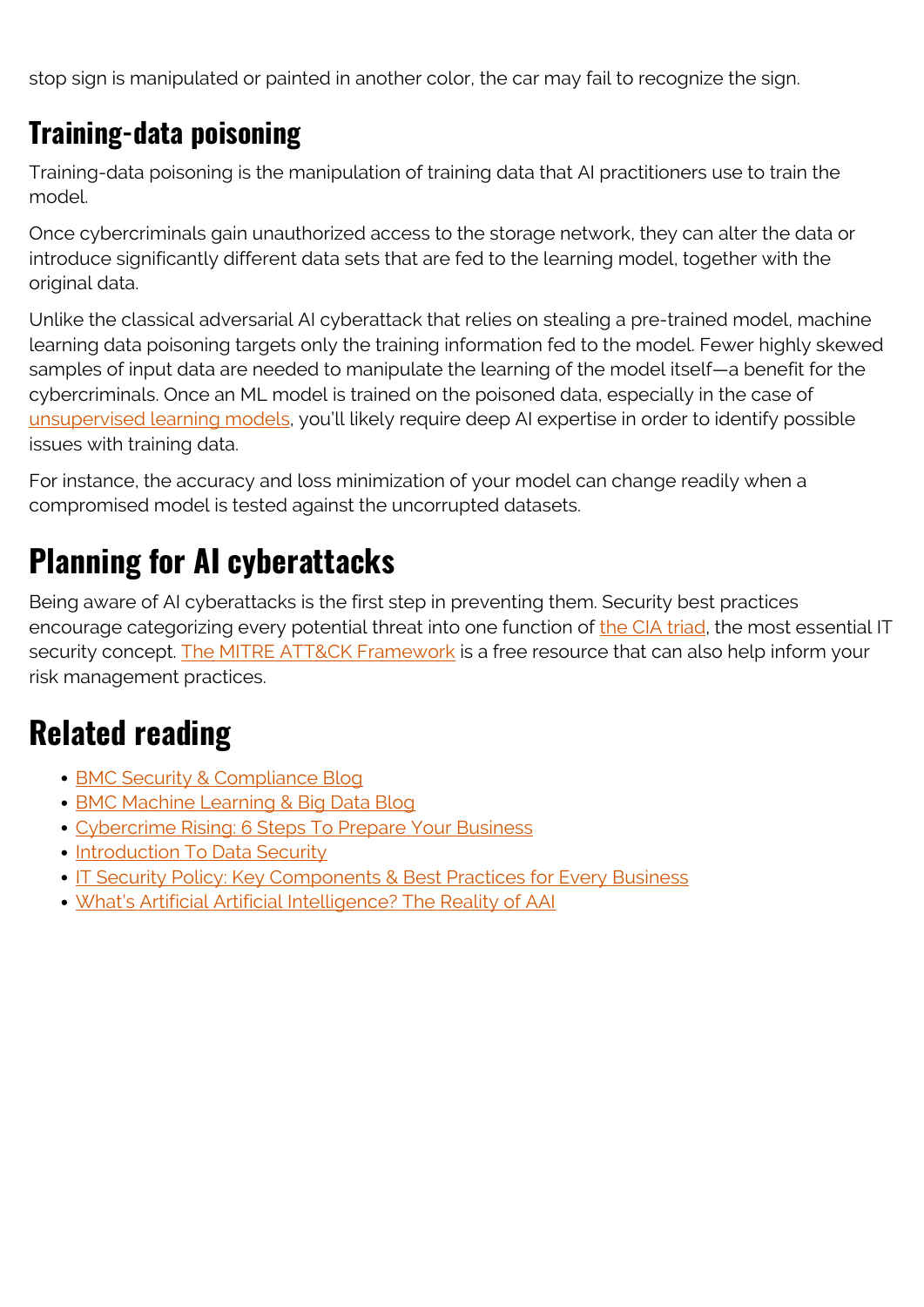stop sign is manipulated or painted in another color, the car may fail to recognize the sign.

## Training-data poisoning

Training-data poisoning is the manipulation of training data that AI practitioners use to train the model.

Once cybercriminals gain unauthorized access to the storage network, they can alter the data or introduce significantly different data sets that are fed to the learning model, together with the original data.

Unlike the classical adversarial AI cyberattack that relies on stealing a pre-trained model, machine learning data poisoning targets only the training information fed to the model. Fewer highly skewed samples of input data are needed to manipulate the learning of the model itself—a benefit for the cybercriminals. Once an ML model is trained on the poisoned data, especially in the case of unsupervised learning models, you'll likely require deep AI expertise in order to identify possible issues with training data.

For instance, the accuracy and loss minimization of your model can change readily when a compromised model is tested against the uncorrupted datasets.

# Planning for AI cyberattacks

Being aware of AI cyberattacks is the first step in preventing them. Security best practices encourage categorizing every potential threat into one function of the CIA triad, the most essential IT security concept. The MITRE ATT&CK Framework is a free resource that can also help inform your risk management practices.

# Related reading

- BMC Security & Compliance Blog
- BMC Machine Learning & Big Data Blog
- Cybercrime Rising: 6 Steps To Prepare Your Business
- Introduction To Data Security
- IT Security Policy: Key Components & Best Practices for Every Business
- What's Artificial Artificial Intelligence? The Reality of AAI